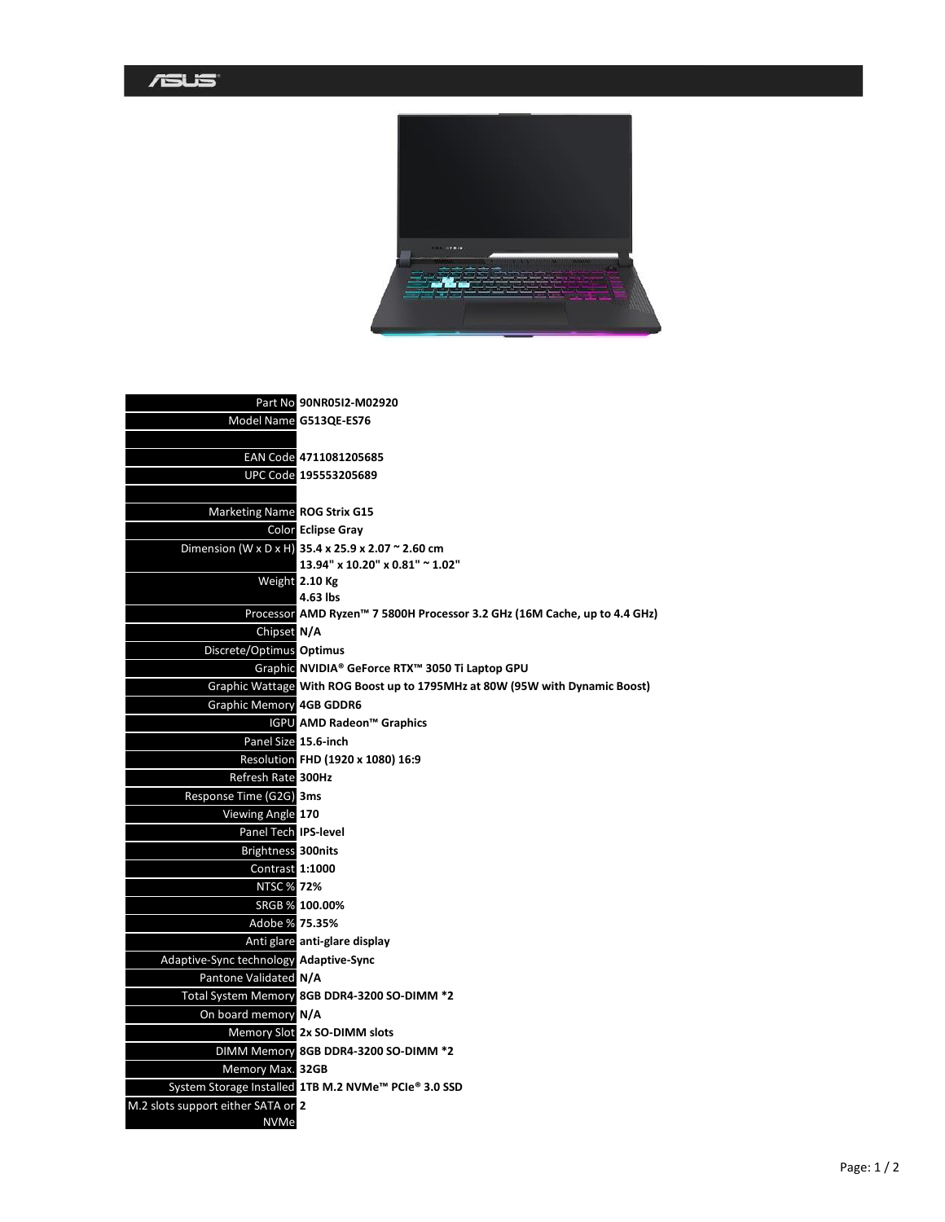| | |
|---|---|
| Part No | **90NR05I2-M02920** |
| Model Name | **G513QE-ES76** |
| | |
| EAN Code | **4711081205685** |
| UPC Code | **195553205689** |
| | |
| Marketing Name | **ROG Strix G15** |
| Color | **Eclipse Gray** |
| Dimension (W x D x H) | **35.4 x 25.9 x 2.07 ~ 2.60 cm**<br>**13.94" x 10.20" x 0.81" ~ 1.02"** |
| Weight | **2.10 Kg**<br>**4.63 lbs** |
| Processor | **AMD Ryzen™ 7 5800H Processor 3.2 GHz (16M Cache, up to 4.4 GHz)** |
| Chipset | **N/A** |
| Discrete/Optimus | **Optimus** |
| Graphic | **NVIDIA® GeForce RTX™ 3050 Ti Laptop GPU** |
| Graphic Wattage | **With ROG Boost up to 1795MHz at 80W (95W with Dynamic Boost)** |
| Graphic Memory | **4GB GDDR6** |
| IGPU | **AMD Radeon™ Graphics** |
| Panel Size | **15.6-inch** |
| Resolution | **FHD (1920 x 1080) 16:9** |
| Refresh Rate | **300Hz** |
| Response Time (G2G) | **3ms** |
| Viewing Angle | **170** |
| Panel Tech | **IPS-level** |
| Brightness | **300nits** |
| Contrast | **1:1000** |
| NTSC % | **72%** |
| SRGB % | **100.00%** |
| Adobe % | **75.35%** |
| Anti glare | **anti-glare display** |
| Adaptive-Sync technology | **Adaptive-Sync** |
| Pantone Validated | **N/A** |
| Total System Memory | **8GB DDR4-3200 SO-DIMM *2** |
| On board memory | **N/A** |
| Memory Slot | **2x SO-DIMM slots** |
| DIMM Memory | **8GB DDR4-3200 SO-DIMM *2** |
| Memory Max. | **32GB** |
| System Storage Installed | **1TB M.2 NVMe™ PCIe® 3.0 SSD** |
| M.2 slots support either SATA or NVMe | **2** |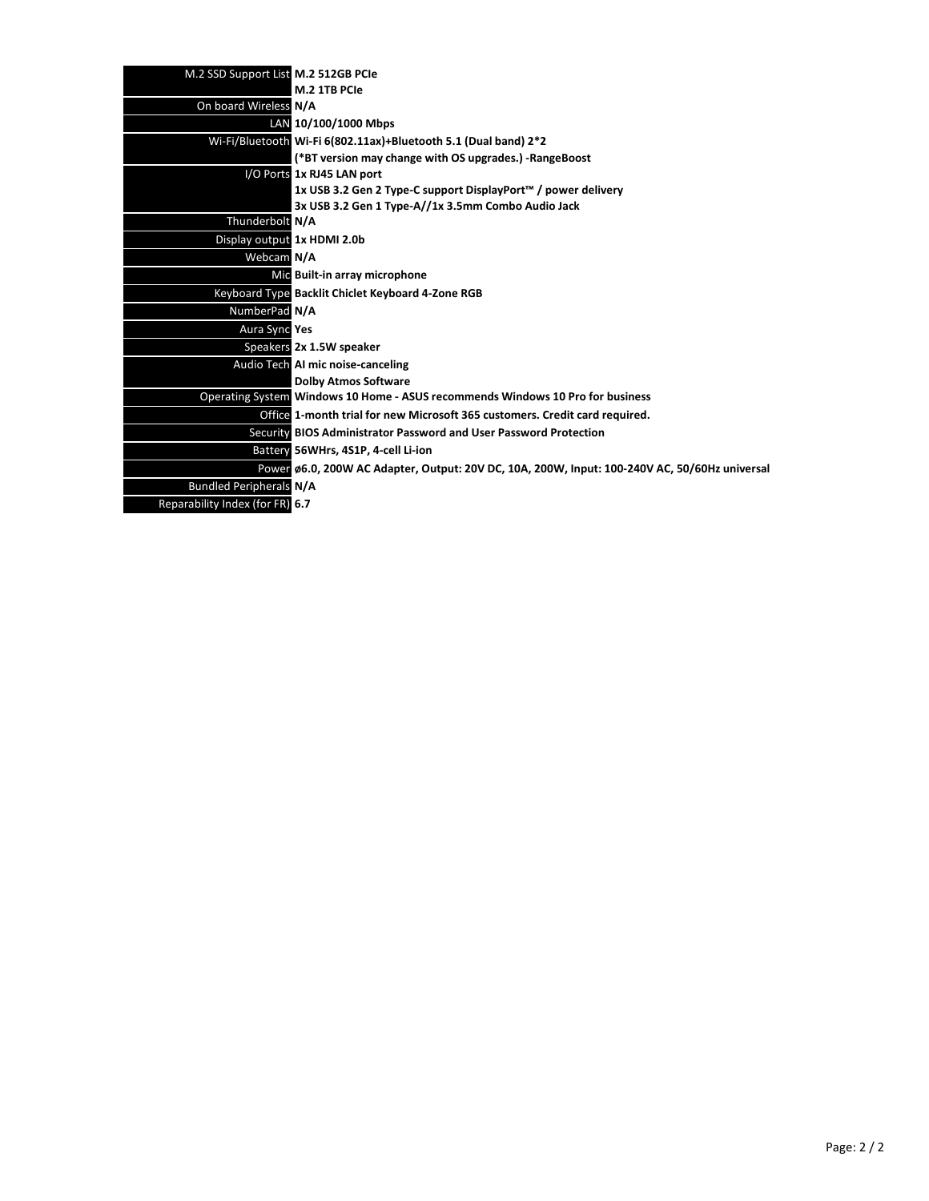| | |
|---|---|
| M.2 SSD Support List | **M.2 512GB PCIe**<br>**M.2 1TB PCIe** |
| On board Wireless | **N/A** |
| LAN | **10/100/1000 Mbps** |
| Wi-Fi/Bluetooth | **Wi-Fi 6(802.11ax)+Bluetooth 5.1 (Dual band) 2*2**<br>**(*BT version may change with OS upgrades.) -RangeBoost** |
| I/O Ports | **1x RJ45 LAN port**<br>**1x USB 3.2 Gen 2 Type-C support DisplayPort™ / power delivery**<br>**3x USB 3.2 Gen 1 Type-A//1x 3.5mm Combo Audio Jack** |
| Thunderbolt | **N/A** |
| Display output | **1x HDMI 2.0b** |
| Webcam | **N/A** |
| Mic | **Built-in array microphone** |
| Keyboard Type | **Backlit Chiclet Keyboard 4-Zone RGB** |
| NumberPad | **N/A** |
| Aura Sync | **Yes** |
| Speakers | **2x 1.5W speaker** |
| Audio Tech | **AI mic noise-canceling**<br>**Dolby Atmos Software** |
| Operating System | **Windows 10 Home - ASUS recommends Windows 10 Pro for business** |
| Office | **1-month trial for new Microsoft 365 customers. Credit card required.** |
| Security | **BIOS Administrator Password and User Password Protection** |
| Battery | **56WHrs, 4S1P, 4-cell Li-ion** |
| Power | **ø6.0, 200W AC Adapter, Output: 20V DC, 10A, 200W, Input: 100-240V AC, 50/60Hz universal** |
| Bundled Peripherals | **N/A** |
| Reparability Index (for FR) | **6.7** |